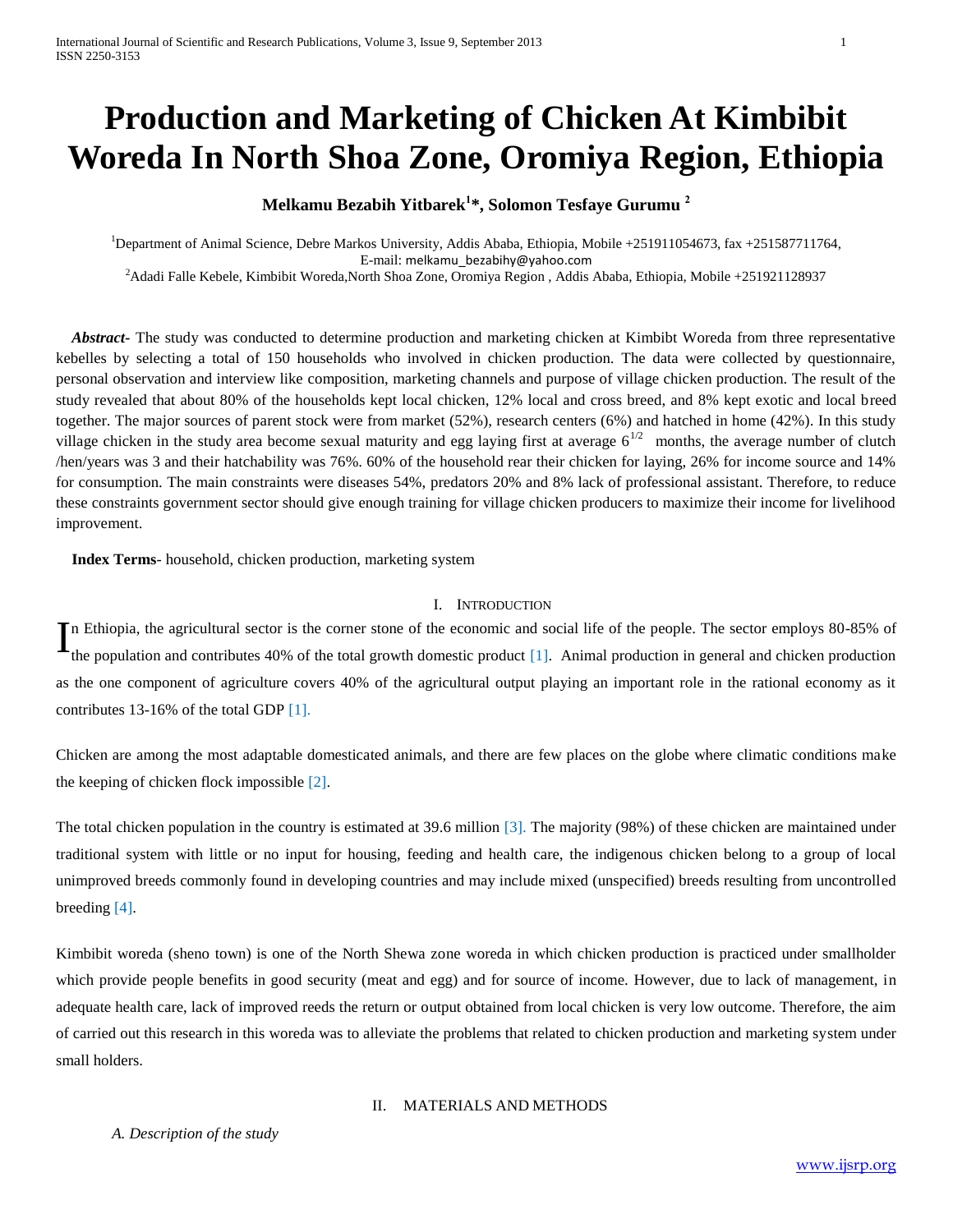# Production and Marketing of Chicken At Kimbibit Woreda In North Shoa Zone, Oromiya Region, Ethiopia

**Melkamu Bezabih Yitbarek[1]*, Solomon Tesfaye Gurumu [2]**

[1]Department of Animal Science, Debre Markos University, Addis Ababa, Ethiopia, Mobile +251911054673, fax +251587711764, E-mail: melkamu_bezabihy@yahoo.com

[2]Adadi Falle Kebele, Kimbibit Woreda,North Shoa Zone, Oromiya Region , Addis Ababa, Ethiopia, Mobile +251921128937

***Abstract***- The study was conducted to determine production and marketing chicken at Kimbibt Woreda from three representative kebelles by selecting a total of 150 households who involved in chicken production. The data were collected by questionnaire, personal observation and interview like composition, marketing channels and purpose of village chicken production. The result of the study revealed that about 80% of the households kept local chicken, 12% local and cross breed, and 8% kept exotic and local breed together. The major sources of parent stock were from market (52%), research centers (6%) and hatched in home (42%). In this study village chicken in the study area become sexual maturity and egg laying first at average $6^{1/2}$ months, the average number of clutch /hen/years was 3 and their hatchability was 76%. 60% of the household rear their chicken for laying, 26% for income source and 14% for consumption. The main constraints were diseases 54%, predators 20% and 8% lack of professional assistant. Therefore, to reduce these constraints government sector should give enough training for village chicken producers to maximize their income for livelihood improvement.

**Index Terms**- household, chicken production, marketing system

## I. Introduction

In Ethiopia, the agricultural sector is the corner stone of the economic and social life of the people. The sector employs 80-85% of the population and contributes 40% of the total growth domestic product [1]. Animal production in general and chicken production as the one component of agriculture covers 40% of the agricultural output playing an important role in the rational economy as it contributes 13-16% of the total GDP [1].

Chicken are among the most adaptable domesticated animals, and there are few places on the globe where climatic conditions make the keeping of chicken flock impossible [2].

The total chicken population in the country is estimated at 39.6 million [3]. The majority (98%) of these chicken are maintained under traditional system with little or no input for housing, feeding and health care, the indigenous chicken belong to a group of local unimproved breeds commonly found in developing countries and may include mixed (unspecified) breeds resulting from uncontrolled breeding [4].

Kimbibit woreda (sheno town) is one of the North Shewa zone woreda in which chicken production is practiced under smallholder which provide people benefits in good security (meat and egg) and for source of income. However, due to lack of management, in adequate health care, lack of improved reeds the return or output obtained from local chicken is very low outcome. Therefore, the aim of carried out this research in this woreda was to alleviate the problems that related to chicken production and marketing system under small holders.

## II. Materials and Methods

### *A. Description of the study*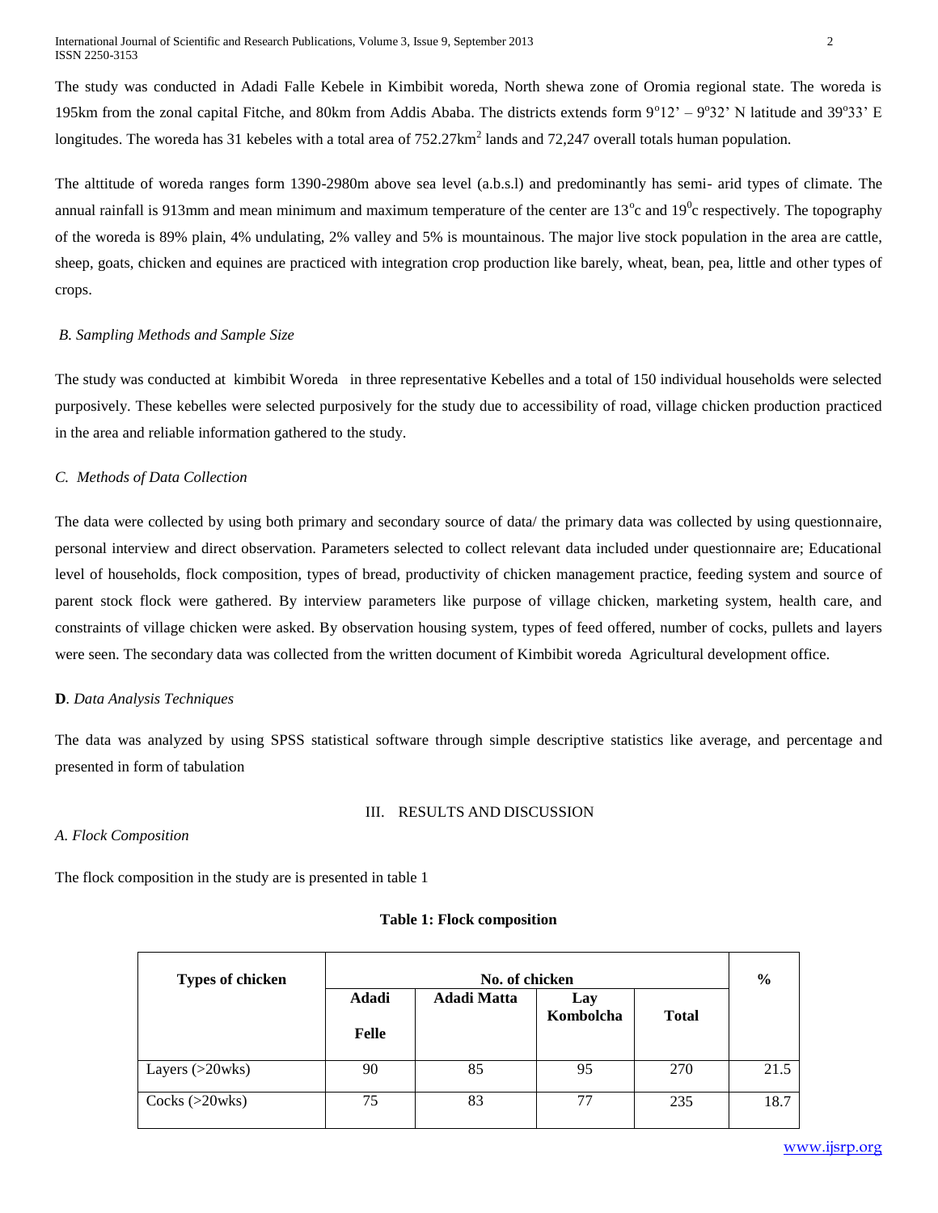The study was conducted in Adadi Falle Kebele in Kimbibit woreda, North shewa zone of Oromia regional state. The woreda is 195km from the zonal capital Fitche, and 80km from Addis Ababa. The districts extends form $9^{o}12'$ – $9^{o}32'$ N latitude and $39^{o}33'$ E longitudes. The woreda has 31 kebeles with a total area of $752.27km^2$ lands and 72,247 overall totals human population.

The alttitude of woreda ranges form 1390-2980m above sea level (a.b.s.l) and predominantly has semi- arid types of climate. The annual rainfall is 913mm and mean minimum and maximum temperature of the center are $13^{o}c$ and $19^{0}c$ respectively. The topography of the woreda is 89% plain, 4% undulating, 2% valley and 5% is mountainous. The major live stock population in the area are cattle, sheep, goats, chicken and equines are practiced with integration crop production like barely, wheat, bean, pea, little and other types of crops.

### *B. Sampling Methods and Sample Size*

The study was conducted at kimbibit Woreda in three representative Kebelles and a total of 150 individual households were selected purposively. These kebelles were selected purposively for the study due to accessibility of road, village chicken production practiced in the area and reliable information gathered to the study.

### *C. Methods of Data Collection*

The data were collected by using both primary and secondary source of data/ the primary data was collected by using questionnaire, personal interview and direct observation. Parameters selected to collect relevant data included under questionnaire are; Educational level of households, flock composition, types of bread, productivity of chicken management practice, feeding system and source of parent stock flock were gathered. By interview parameters like purpose of village chicken, marketing system, health care, and constraints of village chicken were asked. By observation housing system, types of feed offered, number of cocks, pullets and layers were seen. The secondary data was collected from the written document of Kimbibit woreda Agricultural development office.

### **D**. *Data Analysis Techniques*

The data was analyzed by using SPSS statistical software through simple descriptive statistics like average, and percentage and presented in form of tabulation

## III. RESULTS AND DISCUSSION

### *A. Flock Composition*

The flock composition in the study are is presented in table 1

**Table 1: Flock composition**

| Types of chicken | No. of chicken | | | | % |
|---|---|---|---|---|---|
| | Adadi Felle | Adadi Matta | Lay Kombolcha | Total | |
| Layers (>20wks) | 90 | 85 | 95 | 270 | 21.5 |
| Cocks (>20wks) | 75 | 83 | 77 | 235 | 18.7 |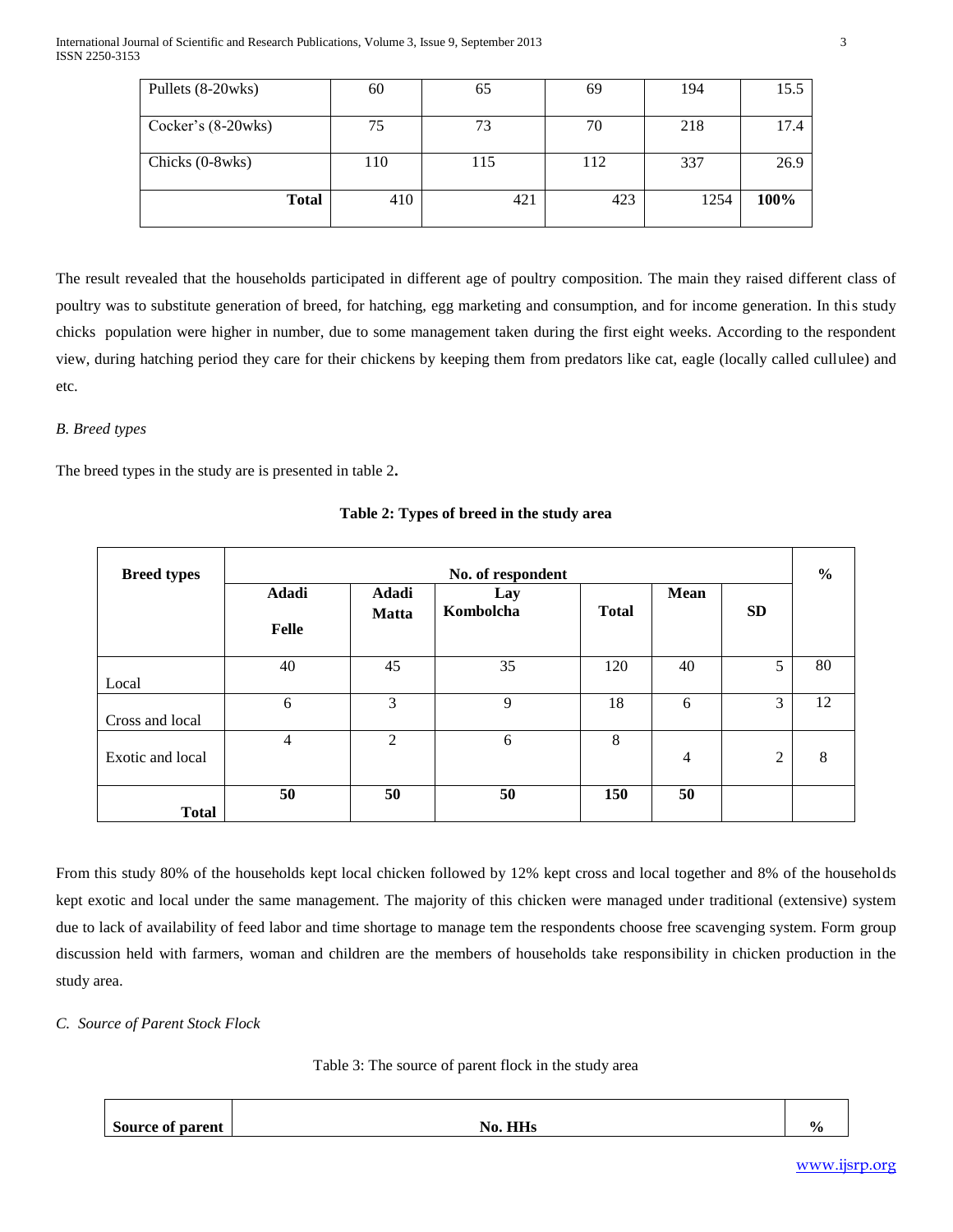| Pullets (8-20wks) | 60 | 65 | 69 | 194 | 15.5 |
|---|---|---|---|---|---|
| Cocker's (8-20wks) | 75 | 73 | 70 | 218 | 17.4 |
| Chicks (0-8wks) | 110 | 115 | 112 | 337 | 26.9 |
| **Total** | 410 | 421 | 423 | 1254 | **100%** |

The result revealed that the households participated in different age of poultry composition. The main they raised different class of poultry was to substitute generation of breed, for hatching, egg marketing and consumption, and for income generation. In this study chicks population were higher in number, due to some management taken during the first eight weeks. According to the respondent view, during hatching period they care for their chickens by keeping them from predators like cat, eagle (locally called cullulee) and etc.

### *B. Breed types*

The breed types in the study are is presented in table 2**.**

**Table 2: Types of breed in the study area**

| **Breed types** | **No. of respondent** | | | | | | **%** |
|---|---|---|---|---|---|---|---|
| | **Adadi Felle** | **Adadi Matta** | **Lay Kombolcha** | **Total** | **Mean** | **SD** | |
| Local | 40 | 45 | 35 | 120 | 40 | 5 | 80 |
| Cross and local | 6 | 3 | 9 | 18 | 6 | 3 | 12 |
| Exotic and local | 4 | 2 | 6 | 8 | 4 | 2 | 8 |
| **Total** | **50** | **50** | **50** | **150** | **50** | | |

From this study 80% of the households kept local chicken followed by 12% kept cross and local together and 8% of the households kept exotic and local under the same management. The majority of this chicken were managed under traditional (extensive) system due to lack of availability of feed labor and time shortage to manage tem the respondents choose free scavenging system. Form group discussion held with farmers, woman and children are the members of households take responsibility in chicken production in the study area.

### *C. Source of Parent Stock Flock*

Table 3: The source of parent flock in the study area

| **Source of parent** | **No. HHs** | **%** |
|---|---|---|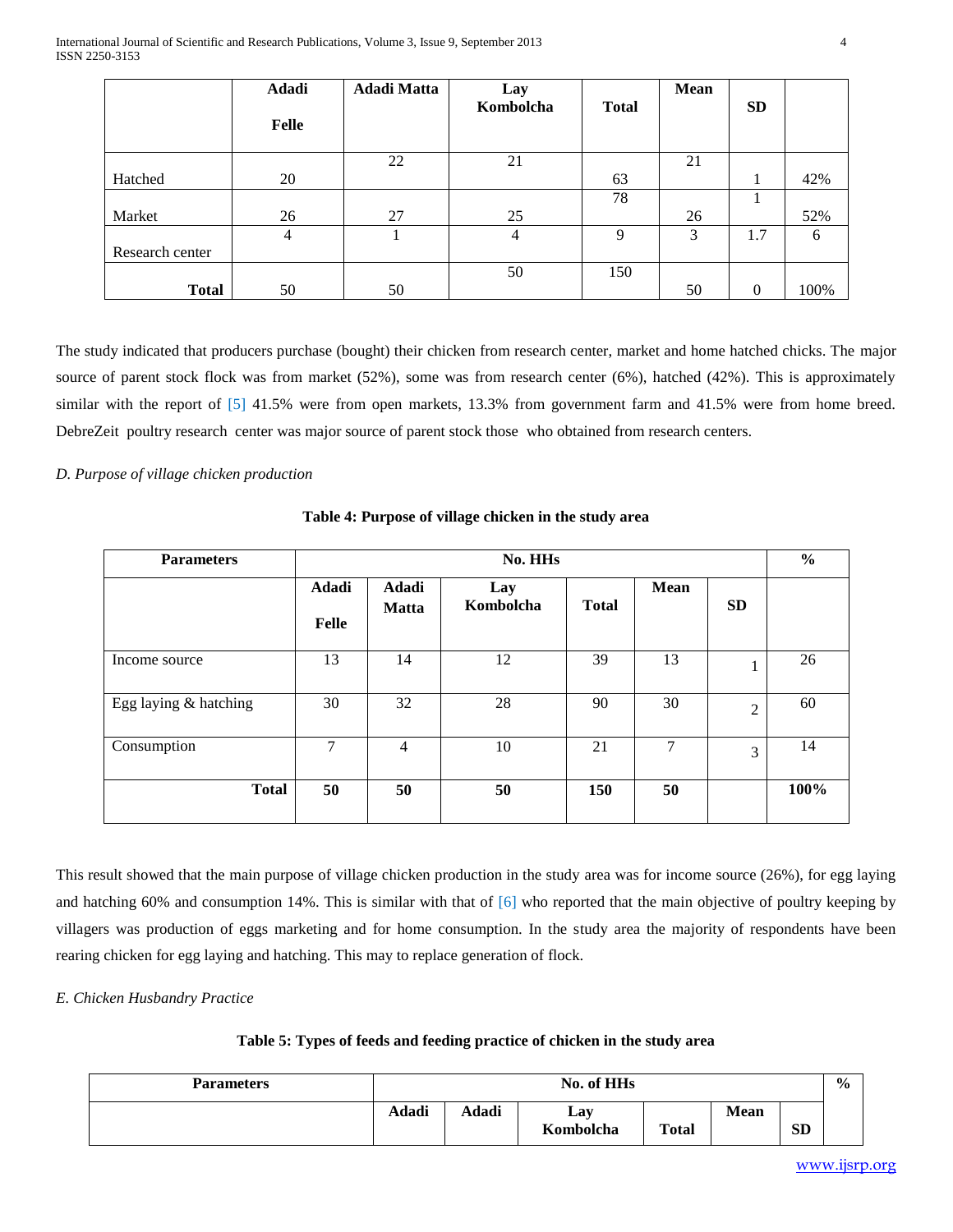| | Adadi Felle | Adadi Matta | Lay Kombolcha | Total | Mean | SD | |
|---|---|---|---|---|---|---|---|
| Hatched | 20 | 22 | 21 | 63 | 21 | 1 | 42% |
| Market | 26 | 27 | 25 | 78 | 26 | 1 | 52% |
| Research center | 4 | 1 | 4 | 9 | 3 | 1.7 | 6 |
| **Total** | 50 | 50 | 50 | 150 | 50 | 0 | 100% |

The study indicated that producers purchase (bought) their chicken from research center, market and home hatched chicks. The major source of parent stock flock was from market (52%), some was from research center (6%), hatched (42%). This is approximately similar with the report of [5] 41.5% were from open markets, 13.3% from government farm and 41.5% were from home breed. DebreZeit poultry research center was major source of parent stock those who obtained from research centers.

*D. Purpose of village chicken production*

**Table 4: Purpose of village chicken in the study area**

| Parameters | No. HHs | | | | | | % |
|---|---|---|---|---|---|---|---|
| | **Adadi Felle** | **Adadi Matta** | **Lay Kombolcha** | **Total** | **Mean** | **SD** | |
| Income source | 13 | 14 | 12 | 39 | 13 | 1 | 26 |
| Egg laying & hatching | 30 | 32 | 28 | 90 | 30 | 2 | 60 |
| Consumption | 7 | 4 | 10 | 21 | 7 | 3 | 14 |
| **Total** | **50** | **50** | **50** | **150** | **50** | | **100%** |

This result showed that the main purpose of village chicken production in the study area was for income source (26%), for egg laying and hatching 60% and consumption 14%. This is similar with that of [6] who reported that the main objective of poultry keeping by villagers was production of eggs marketing and for home consumption. In the study area the majority of respondents have been rearing chicken for egg laying and hatching. This may to replace generation of flock.

*E. Chicken Husbandry Practice*

**Table 5: Types of feeds and feeding practice of chicken in the study area**

| Parameters | No. of HHs | | | | | | % |
|---|---|---|---|---|---|---|---|
| | **Adadi** | **Adadi** | **Lay Kombolcha** | **Total** | **Mean** | **SD** | |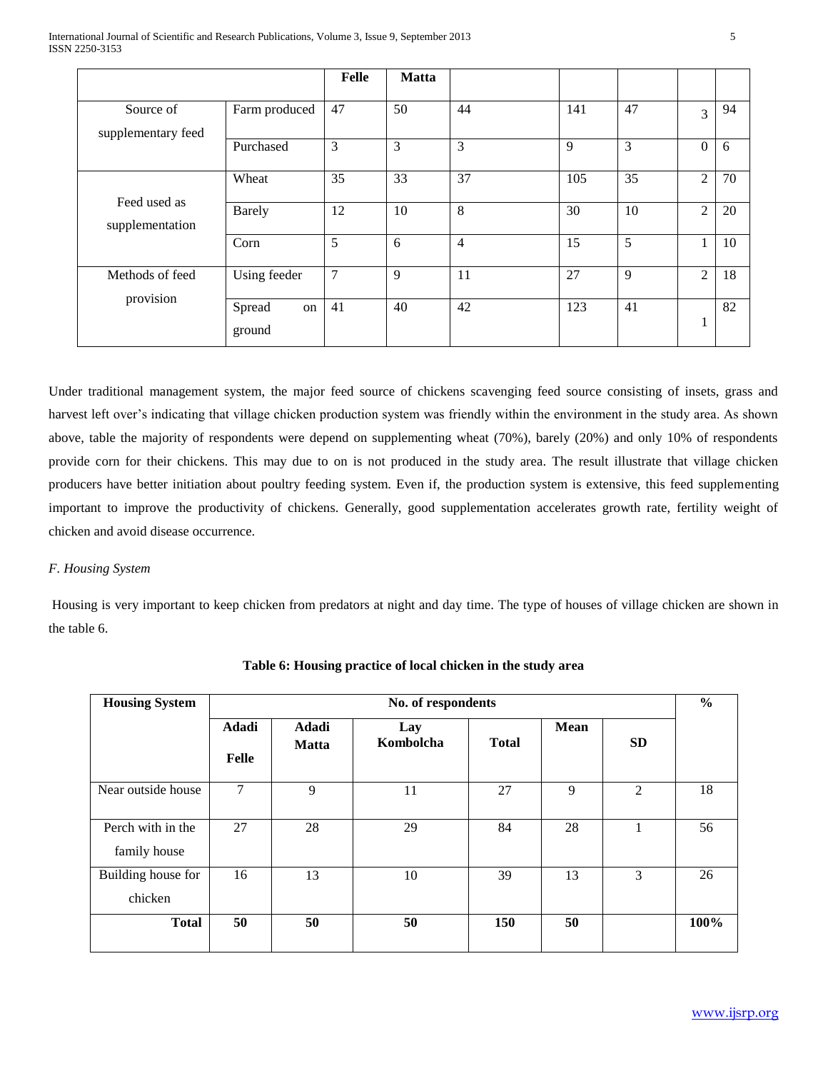| | | Felle | Matta | | | | | |
|---|---|---|---|---|---|---|---|---|
| Source of supplementary feed | Farm produced | 47 | 50 | 44 | 141 | 47 | 3 | 94 |
| | Purchased | 3 | 3 | 3 | 9 | 3 | 0 | 6 |
| Feed used as supplementation | Wheat | 35 | 33 | 37 | 105 | 35 | 2 | 70 |
| | Barely | 12 | 10 | 8 | 30 | 10 | 2 | 20 |
| | Corn | 5 | 6 | 4 | 15 | 5 | 1 | 10 |
| Methods of feed provision | Using feeder | 7 | 9 | 11 | 27 | 9 | 2 | 18 |
| | Spread on ground | 41 | 40 | 42 | 123 | 41 | 1 | 82 |

Under traditional management system, the major feed source of chickens scavenging feed source consisting of insets, grass and harvest left over's indicating that village chicken production system was friendly within the environment in the study area. As shown above, table the majority of respondents were depend on supplementing wheat (70%), barely (20%) and only 10% of respondents provide corn for their chickens. This may due to on is not produced in the study area. The result illustrate that village chicken producers have better initiation about poultry feeding system. Even if, the production system is extensive, this feed supplementing important to improve the productivity of chickens. Generally, good supplementation accelerates growth rate, fertility weight of chicken and avoid disease occurrence.

*F. Housing System*

Housing is very important to keep chicken from predators at night and day time. The type of houses of village chicken are shown in the table 6.

**Table 6: Housing practice of local chicken in the study area**

| Housing System | No. of respondents | | | | | | % |
|---|---|---|---|---|---|---|---|
| | Adadi Felle | Adadi Matta | Lay Kombolcha | Total | Mean | SD | |
| Near outside house | 7 | 9 | 11 | 27 | 9 | 2 | 18 |
| Perch with in the family house | 27 | 28 | 29 | 84 | 28 | 1 | 56 |
| Building house for chicken | 16 | 13 | 10 | 39 | 13 | 3 | 26 |
| **Total** | **50** | **50** | **50** | **150** | **50** | | **100%** |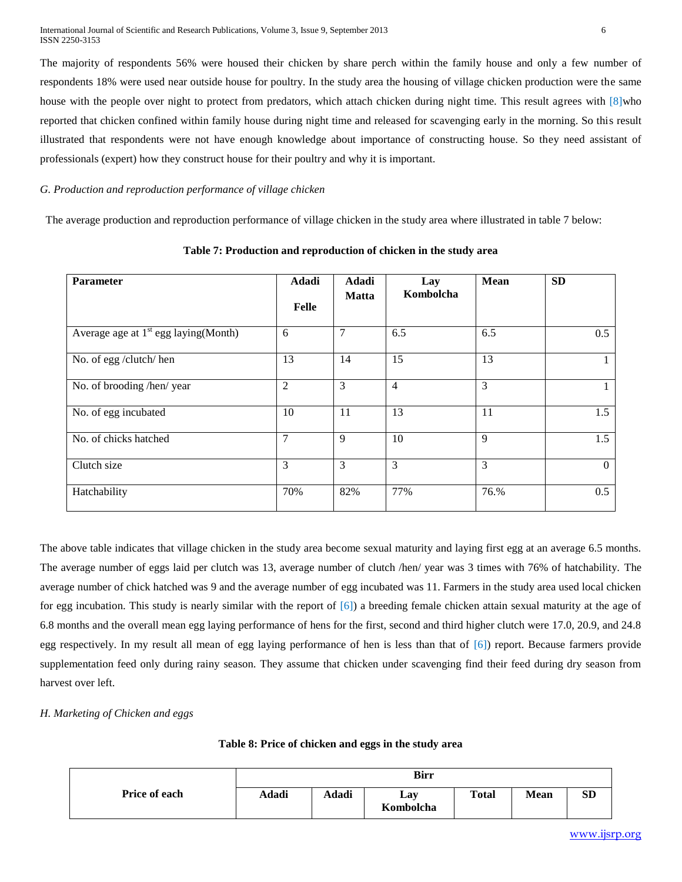The majority of respondents 56% were housed their chicken by share perch within the family house and only a few number of respondents 18% were used near outside house for poultry. In the study area the housing of village chicken production were the same house with the people over night to protect from predators, which attach chicken during night time. This result agrees with [8]who reported that chicken confined within family house during night time and released for scavenging early in the morning. So this result illustrated that respondents were not have enough knowledge about importance of constructing house. So they need assistant of professionals (expert) how they construct house for their poultry and why it is important.

*G. Production and reproduction performance of village chicken*

The average production and reproduction performance of village chicken in the study area where illustrated in table 7 below:

**Table 7: Production and reproduction of chicken in the study area**

| Parameter | Adadi Felle | Adadi Matta | Lay Kombolcha | Mean | SD |
| --- | --- | --- | --- | --- | --- |
| Average age at 1st egg laying(Month) | 6 | 7 | 6.5 | 6.5 | 0.5 |
| No. of egg /clutch/ hen | 13 | 14 | 15 | 13 | 1 |
| No. of brooding /hen/ year | 2 | 3 | 4 | 3 | 1 |
| No. of egg incubated | 10 | 11 | 13 | 11 | 1.5 |
| No. of chicks hatched | 7 | 9 | 10 | 9 | 1.5 |
| Clutch size | 3 | 3 | 3 | 3 | 0 |
| Hatchability | 70% | 82% | 77% | 76.% | 0.5 |

The above table indicates that village chicken in the study area become sexual maturity and laying first egg at an average 6.5 months. The average number of eggs laid per clutch was 13, average number of clutch /hen/ year was 3 times with 76% of hatchability. The average number of chick hatched was 9 and the average number of egg incubated was 11. Farmers in the study area used local chicken for egg incubation. This study is nearly similar with the report of [6]) a breeding female chicken attain sexual maturity at the age of 6.8 months and the overall mean egg laying performance of hens for the first, second and third higher clutch were 17.0, 20.9, and 24.8 egg respectively. In my result all mean of egg laying performance of hen is less than that of [6]) report. Because farmers provide supplementation feed only during rainy season. They assume that chicken under scavenging find their feed during dry season from harvest over left.

*H. Marketing of Chicken and eggs*

**Table 8: Price of chicken and eggs in the study area**

| Price of each | Birr | | | | | |
| --- | --- | --- | --- | --- | --- | --- |
| | Adadi | Adadi | Lay Kombolcha | Total | Mean | SD |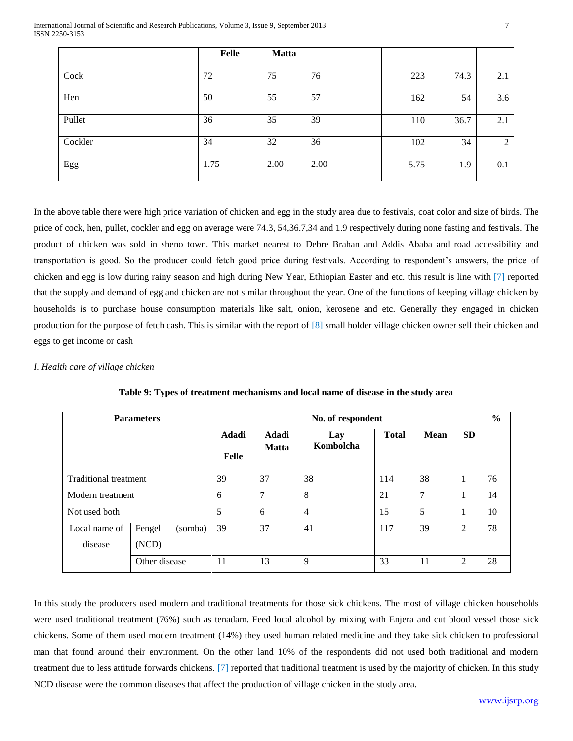| | Felle | Matta | | | | |
|---|---|---|---|---|---|---|
| Cock | 72 | 75 | 76 | 223 | 74.3 | 2.1 |
| Hen | 50 | 55 | 57 | 162 | 54 | 3.6 |
| Pullet | 36 | 35 | 39 | 110 | 36.7 | 2.1 |
| Cockler | 34 | 32 | 36 | 102 | 34 | 2 |
| Egg | 1.75 | 2.00 | 2.00 | 5.75 | 1.9 | 0.1 |

In the above table there were high price variation of chicken and egg in the study area due to festivals, coat color and size of birds. The price of cock, hen, pullet, cockler and egg on average were 74.3, 54,36.7,34 and 1.9 respectively during none fasting and festivals. The product of chicken was sold in sheno town. This market nearest to Debre Brahan and Addis Ababa and road accessibility and transportation is good. So the producer could fetch good price during festivals. According to respondent's answers, the price of chicken and egg is low during rainy season and high during New Year, Ethiopian Easter and etc. this result is line with [7] reported that the supply and demand of egg and chicken are not similar throughout the year. One of the functions of keeping village chicken by households is to purchase house consumption materials like salt, onion, kerosene and etc. Generally they engaged in chicken production for the purpose of fetch cash. This is similar with the report of [8] small holder village chicken owner sell their chicken and eggs to get income or cash

*I. Health care of village chicken*

**Table 9: Types of treatment mechanisms and local name of disease in the study area**

| Parameters | | No. of respondent | | | | | | % |
|---|---|---|---|---|---|---|---|---|
| | | Adadi Felle | Adadi Matta | Lay Kombolcha | Total | Mean | SD | |
| Traditional treatment | | 39 | 37 | 38 | 114 | 38 | 1 | 76 |
| Modern treatment | | 6 | 7 | 8 | 21 | 7 | 1 | 14 |
| Not used both | | 5 | 6 | 4 | 15 | 5 | 1 | 10 |
| Local name of disease | Fengel (somba) (NCD) | 39 | 37 | 41 | 117 | 39 | 2 | 78 |
| | Other disease | 11 | 13 | 9 | 33 | 11 | 2 | 28 |

In this study the producers used modern and traditional treatments for those sick chickens. The most of village chicken households were used traditional treatment (76%) such as tenadam. Feed local alcohol by mixing with Enjera and cut blood vessel those sick chickens. Some of them used modern treatment (14%) they used human related medicine and they take sick chicken to professional man that found around their environment. On the other land 10% of the respondents did not used both traditional and modern treatment due to less attitude forwards chickens. [7] reported that traditional treatment is used by the majority of chicken. In this study NCD disease were the common diseases that affect the production of village chicken in the study area.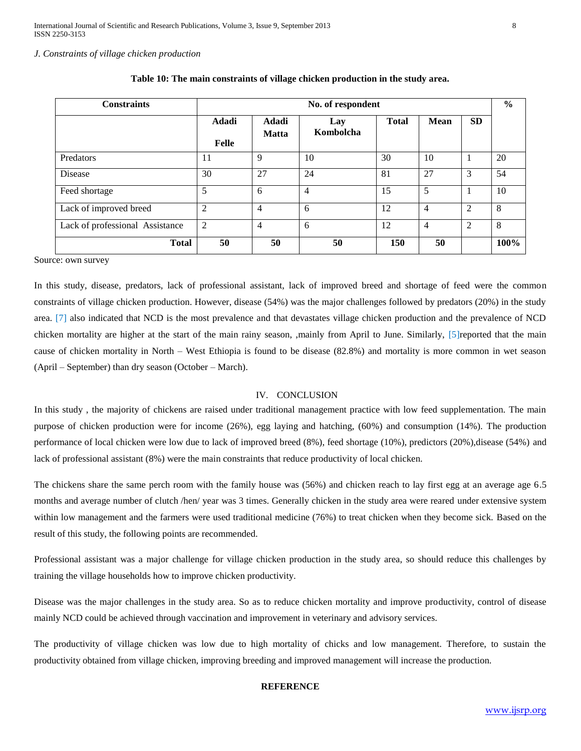*J. Constraints of village chicken production*

**Table 10: The main constraints of village chicken production in the study area.**

| Constraints | No. of respondent | | | | | | % |
|---|---|---|---|---|---|---|---|
| | Adadi Felle | Adadi Matta | Lay Kombolcha | Total | Mean | SD | |
| Predators | 11 | 9 | 10 | 30 | 10 | 1 | 20 |
| Disease | 30 | 27 | 24 | 81 | 27 | 3 | 54 |
| Feed shortage | 5 | 6 | 4 | 15 | 5 | 1 | 10 |
| Lack of improved breed | 2 | 4 | 6 | 12 | 4 | 2 | 8 |
| Lack of professional Assistance | 2 | 4 | 6 | 12 | 4 | 2 | 8 |
| **Total** | **50** | **50** | **50** | **150** | **50** | | **100%** |

Source: own survey

In this study, disease, predators, lack of professional assistant, lack of improved breed and shortage of feed were the common constraints of village chicken production. However, disease (54%) was the major challenges followed by predators (20%) in the study area. [7] also indicated that NCD is the most prevalence and that devastates village chicken production and the prevalence of NCD chicken mortality are higher at the start of the main rainy season, ,mainly from April to June. Similarly, [5]reported that the main cause of chicken mortality in North – West Ethiopia is found to be disease (82.8%) and mortality is more common in wet season (April – September) than dry season (October – March).

## IV. CONCLUSION

In this study , the majority of chickens are raised under traditional management practice with low feed supplementation. The main purpose of chicken production were for income (26%), egg laying and hatching, (60%) and consumption (14%). The production performance of local chicken were low due to lack of improved breed (8%), feed shortage (10%), predictors (20%),disease (54%) and lack of professional assistant (8%) were the main constraints that reduce productivity of local chicken.

The chickens share the same perch room with the family house was (56%) and chicken reach to lay first egg at an average age 6.5 months and average number of clutch /hen/ year was 3 times. Generally chicken in the study area were reared under extensive system within low management and the farmers were used traditional medicine (76%) to treat chicken when they become sick. Based on the result of this study, the following points are recommended.

Professional assistant was a major challenge for village chicken production in the study area, so should reduce this challenges by training the village households how to improve chicken productivity.

Disease was the major challenges in the study area. So as to reduce chicken mortality and improve productivity, control of disease mainly NCD could be achieved through vaccination and improvement in veterinary and advisory services.

The productivity of village chicken was low due to high mortality of chicks and low management. Therefore, to sustain the productivity obtained from village chicken, improving breeding and improved management will increase the production.

**REFERENCE**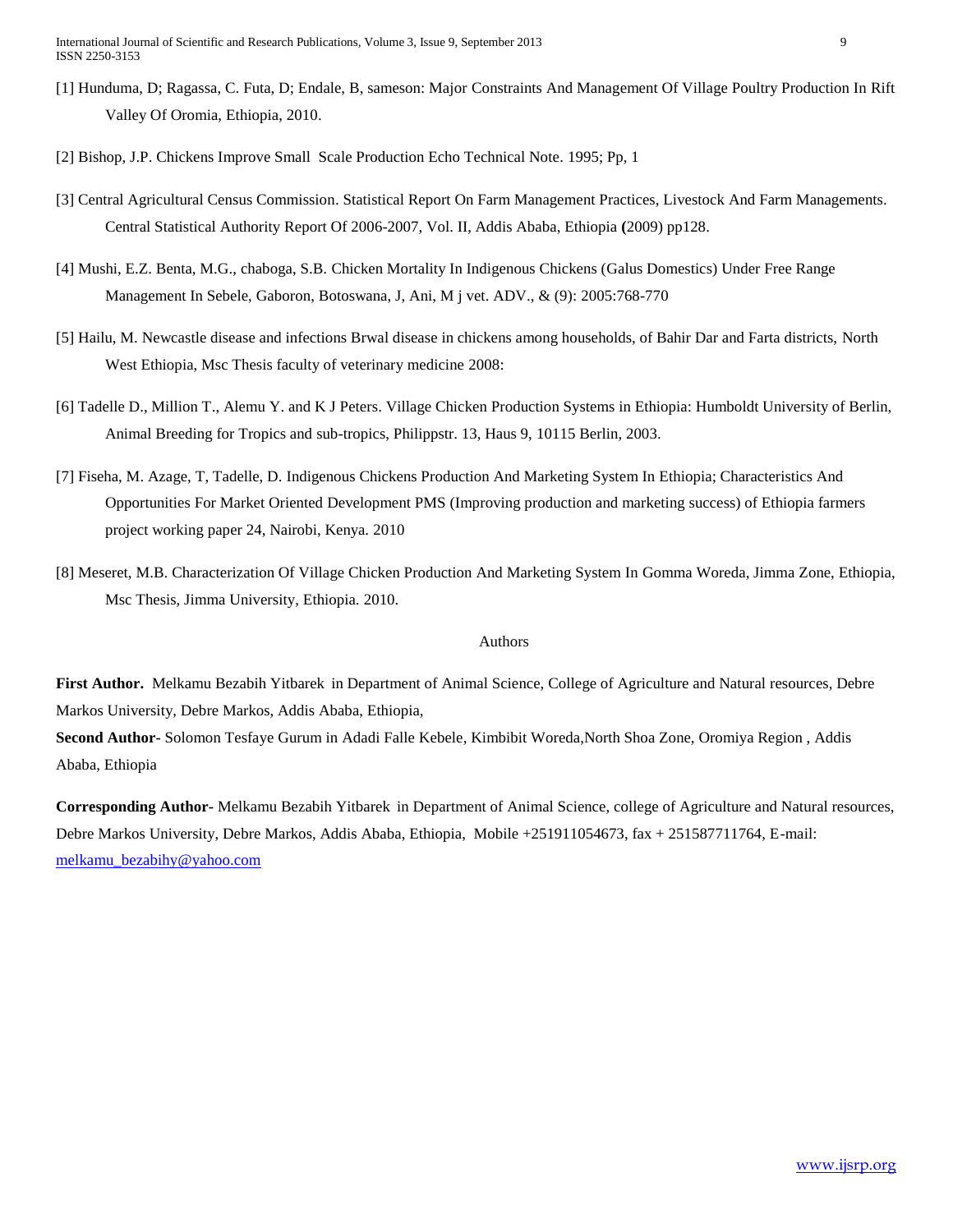[1] Hunduma, D; Ragassa, C. Futa, D; Endale, B, sameson: Major Constraints And Management Of Village Poultry Production In Rift Valley Of Oromia, Ethiopia, 2010.

[2] Bishop, J.P. Chickens Improve Small Scale Production Echo Technical Note. 1995; Pp, 1

[3] Central Agricultural Census Commission. Statistical Report On Farm Management Practices, Livestock And Farm Managements. Central Statistical Authority Report Of 2006-2007, Vol. II, Addis Ababa, Ethiopia **(**2009) pp128.

[4] Mushi, E.Z. Benta, M.G., chaboga, S.B. Chicken Mortality In Indigenous Chickens (Galus Domestics) Under Free Range Management In Sebele, Gaboron, Botoswana, J, Ani, M j vet. ADV., & (9): 2005:768-770

[5] Hailu, M. Newcastle disease and infections Brwal disease in chickens among households, of Bahir Dar and Farta districts, North West Ethiopia, Msc Thesis faculty of veterinary medicine 2008:

[6] Tadelle D., Million T., Alemu Y. and K J Peters. Village Chicken Production Systems in Ethiopia: Humboldt University of Berlin, Animal Breeding for Tropics and sub-tropics, Philippstr. 13, Haus 9, 10115 Berlin, 2003.

[7] Fiseha, M. Azage, T, Tadelle, D. Indigenous Chickens Production And Marketing System In Ethiopia; Characteristics And Opportunities For Market Oriented Development PMS (Improving production and marketing success) of Ethiopia farmers project working paper 24, Nairobi, Kenya. 2010

[8] Meseret, M.B. Characterization Of Village Chicken Production And Marketing System In Gomma Woreda, Jimma Zone, Ethiopia, Msc Thesis, Jimma University, Ethiopia. 2010.

Authors

**First Author.** Melkamu Bezabih Yitbarek in Department of Animal Science, College of Agriculture and Natural resources, Debre Markos University, Debre Markos, Addis Ababa, Ethiopia,

**Second Author-** Solomon Tesfaye Gurum in Adadi Falle Kebele, Kimbibit Woreda,North Shoa Zone, Oromiya Region , Addis Ababa, Ethiopia

**Corresponding Author-** Melkamu Bezabih Yitbarek in Department of Animal Science, college of Agriculture and Natural resources, Debre Markos University, Debre Markos, Addis Ababa, Ethiopia, Mobile +251911054673, fax + 251587711764, E-mail: melkamu_bezabihy@yahoo.com